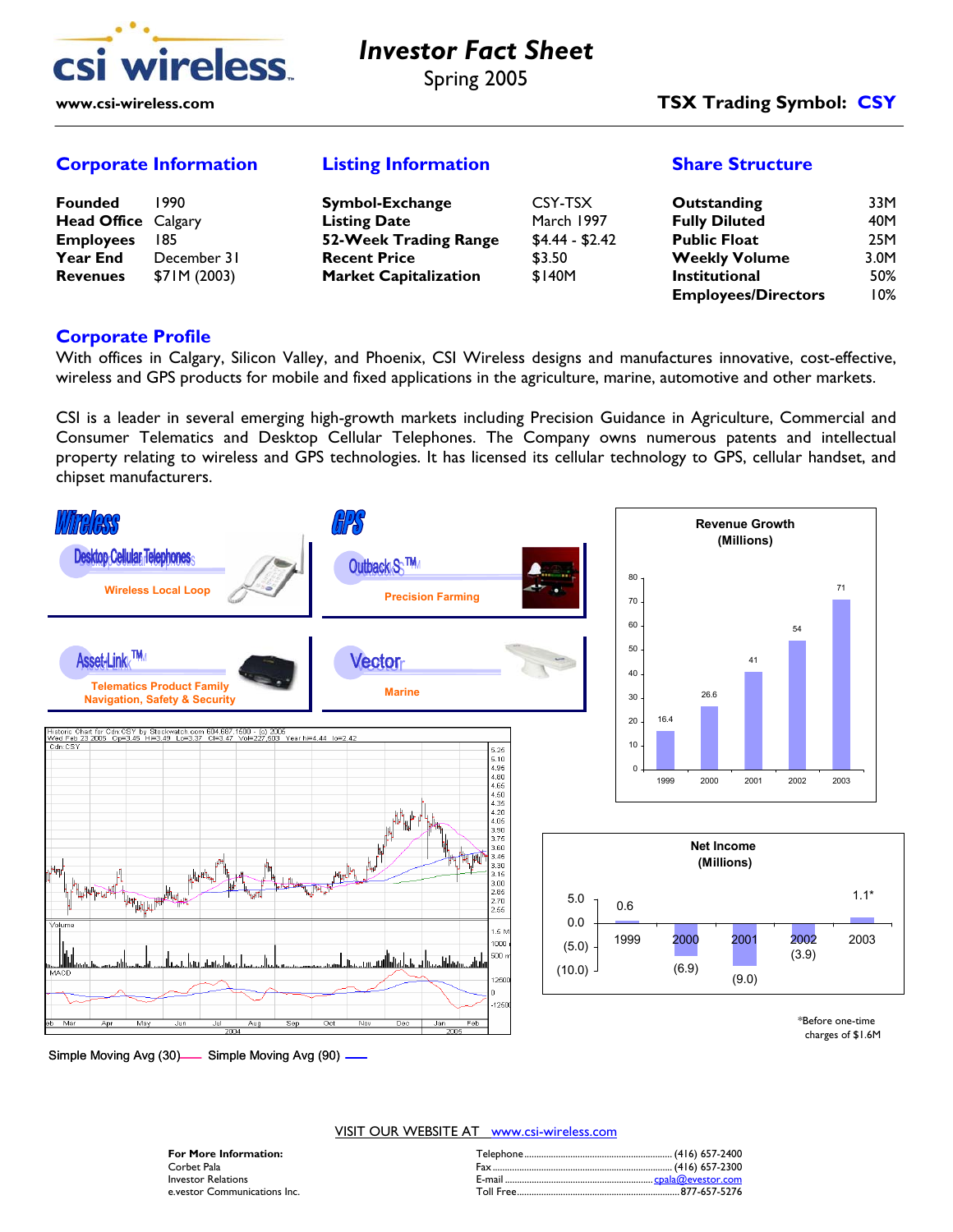# Investor Fact Sheet

Spring 2005

www.csi-wireless.com

**TSX Trading Symbol: CSY**

## Corporate Information

| | |
|---|---|
| **Founded** | 1990 |
| **Head Office** | Calgary |
| **Employees** | 185 |
| **Year End** | December 31 |
| **Revenues** | $71M (2003) |

## Listing Information

| | |
|---|---|
| **Symbol-Exchange** | CSY-TSX |
| **Listing Date** | March 1997 |
| **52-Week Trading Range** | $4.44 - $2.42 |
| **Recent Price** | $3.50 |
| **Market Capitalization** | $140M |

## Share Structure

| | |
|---|---|
| **Outstanding** | 33M |
| **Fully Diluted** | 40M |
| **Public Float** | 25M |
| **Weekly Volume** | 3.0M |
| **Institutional** | 50% |
| **Employees/Directors** | 10% |

## Corporate Profile

With offices in Calgary, Silicon Valley, and Phoenix, CSI Wireless designs and manufactures innovative, cost-effective, wireless and GPS products for mobile and fixed applications in the agriculture, marine, automotive and other markets.

CSI is a leader in several emerging high-growth markets including Precision Guidance in Agriculture, Commercial and Consumer Telematics and Desktop Cellular Telephones. The Company owns numerous patents and intellectual property relating to wireless and GPS technologies. It has licensed its cellular technology to GPS, cellular handset, and chipset manufacturers.

**Wireless**

- Desktop Cellular Telephones — Wireless Local Loop
- Asset-Link™ — Telematics Product Family, Navigation, Safety & Security

**GPS**

- Outback S™ — Precision Farming
- Vector — Marine

**Revenue Growth (Millions)**

| 1999 | 2000 | 2001 | 2002 | 2003 |
|---|---|---|---|---|
| 16.4 | 26.6 | 41 | 54 | 71 |

**Net Income (Millions)**

| 1999 | 2000 | 2001 | 2002 | 2003 |
|---|---|---|---|---|
| 0.6 | (6.9) | (9.0) | (3.9) | 1.1* |

*Before one-time charges of $1.6M

Historic Chart for Cdn CSY by Stockwatch.com 604.687.1500 - (c) 2005
Wed Feb 23 2005 Op=3.45 Hi=3.49 Lo=3.37 Cl=3.47 Vol=227,503 Year hi=4.44 lo=2.42

Simple Moving Avg (30) — Simple Moving Avg (90)

VISIT OUR WEBSITE AT www.csi-wireless.com

**For More Information:**
Corbet Pala
Investor Relations
e.vestor Communications Inc.

| | |
|---|---|
| Telephone | (416) 657-2400 |
| Fax | (416) 657-2300 |
| E-mail | cpala@evestor.com |
| Toll Free | 877-657-5276 |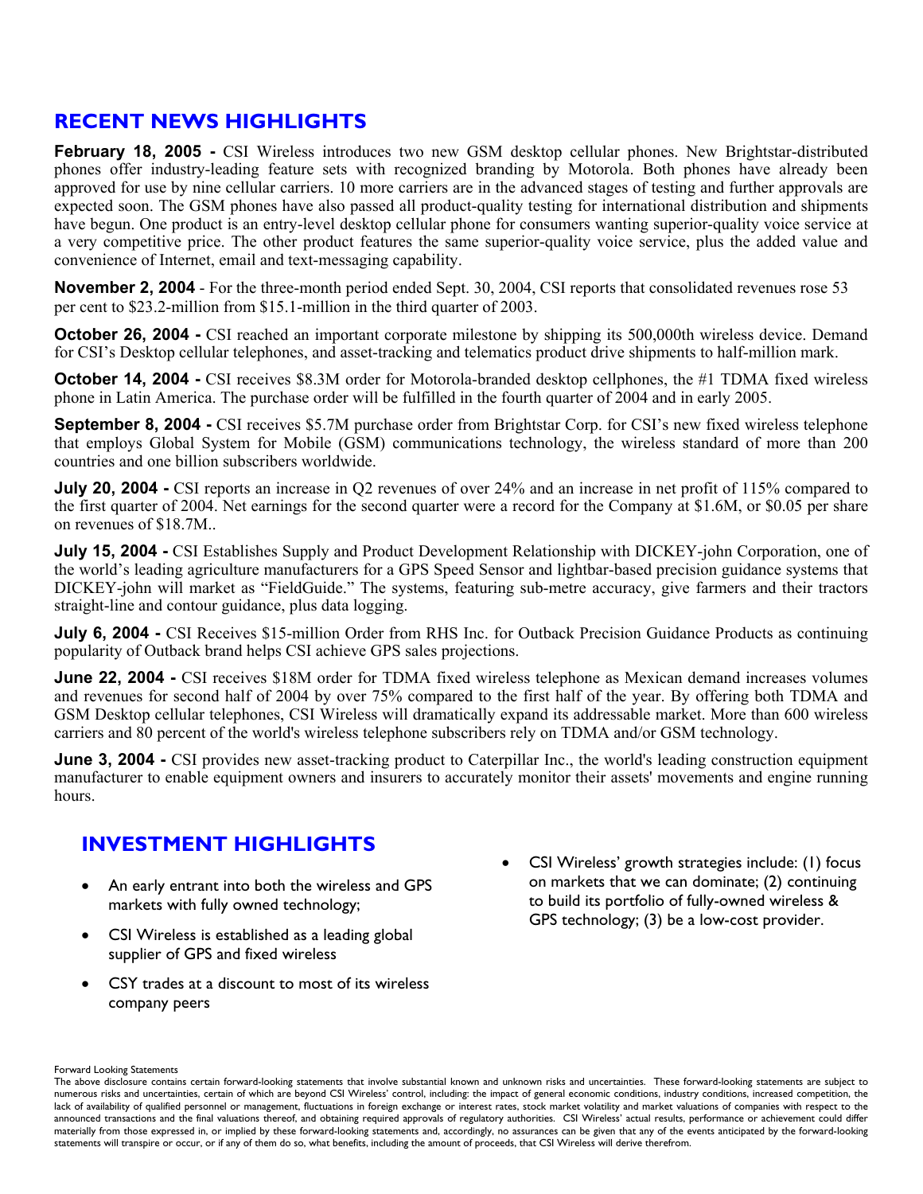## RECENT NEWS HIGHLIGHTS

**February 18, 2005 -** CSI Wireless introduces two new GSM desktop cellular phones. New Brightstar-distributed phones offer industry-leading feature sets with recognized branding by Motorola. Both phones have already been approved for use by nine cellular carriers. 10 more carriers are in the advanced stages of testing and further approvals are expected soon. The GSM phones have also passed all product-quality testing for international distribution and shipments have begun. One product is an entry-level desktop cellular phone for consumers wanting superior-quality voice service at a very competitive price. The other product features the same superior-quality voice service, plus the added value and convenience of Internet, email and text-messaging capability.

**November 2, 2004** - For the three-month period ended Sept. 30, 2004, CSI reports that consolidated revenues rose 53 per cent to $23.2-million from $15.1-million in the third quarter of 2003.

**October 26, 2004 -** CSI reached an important corporate milestone by shipping its 500,000th wireless device. Demand for CSI's Desktop cellular telephones, and asset-tracking and telematics product drive shipments to half-million mark.

**October 14, 2004 -** CSI receives $8.3M order for Motorola-branded desktop cellphones, the #1 TDMA fixed wireless phone in Latin America. The purchase order will be fulfilled in the fourth quarter of 2004 and in early 2005.

**September 8, 2004 -** CSI receives $5.7M purchase order from Brightstar Corp. for CSI's new fixed wireless telephone that employs Global System for Mobile (GSM) communications technology, the wireless standard of more than 200 countries and one billion subscribers worldwide.

**July 20, 2004 -** CSI reports an increase in Q2 revenues of over 24% and an increase in net profit of 115% compared to the first quarter of 2004. Net earnings for the second quarter were a record for the Company at $1.6M, or $0.05 per share on revenues of $18.7M..

**July 15, 2004 -** CSI Establishes Supply and Product Development Relationship with DICKEY-john Corporation, one of the world's leading agriculture manufacturers for a GPS Speed Sensor and lightbar-based precision guidance systems that DICKEY-john will market as "FieldGuide." The systems, featuring sub-metre accuracy, give farmers and their tractors straight-line and contour guidance, plus data logging.

**July 6, 2004 -** CSI Receives $15-million Order from RHS Inc. for Outback Precision Guidance Products as continuing popularity of Outback brand helps CSI achieve GPS sales projections.

**June 22, 2004 -** CSI receives $18M order for TDMA fixed wireless telephone as Mexican demand increases volumes and revenues for second half of 2004 by over 75% compared to the first half of the year. By offering both TDMA and GSM Desktop cellular telephones, CSI Wireless will dramatically expand its addressable market. More than 600 wireless carriers and 80 percent of the world's wireless telephone subscribers rely on TDMA and/or GSM technology.

**June 3, 2004 -** CSI provides new asset-tracking product to Caterpillar Inc., the world's leading construction equipment manufacturer to enable equipment owners and insurers to accurately monitor their assets' movements and engine running hours.

## INVESTMENT HIGHLIGHTS

- An early entrant into both the wireless and GPS markets with fully owned technology;
- CSI Wireless is established as a leading global supplier of GPS and fixed wireless
- CSY trades at a discount to most of its wireless company peers
- CSI Wireless' growth strategies include: (1) focus on markets that we can dominate; (2) continuing to build its portfolio of fully-owned wireless & GPS technology; (3) be a low-cost provider.

Forward Looking Statements

The above disclosure contains certain forward-looking statements that involve substantial known and unknown risks and uncertainties. These forward-looking statements are subject to numerous risks and uncertainties, certain of which are beyond CSI Wireless' control, including: the impact of general economic conditions, industry conditions, increased competition, the lack of availability of qualified personnel or management, fluctuations in foreign exchange or interest rates, stock market volatility and market valuations of companies with respect to the announced transactions and the final valuations thereof, and obtaining required approvals of regulatory authorities. CSI Wireless' actual results, performance or achievement could differ materially from those expressed in, or implied by these forward-looking statements and, accordingly, no assurances can be given that any of the events anticipated by the forward-looking statements will transpire or occur, or if any of them do so, what benefits, including the amount of proceeds, that CSI Wireless will derive therefrom.